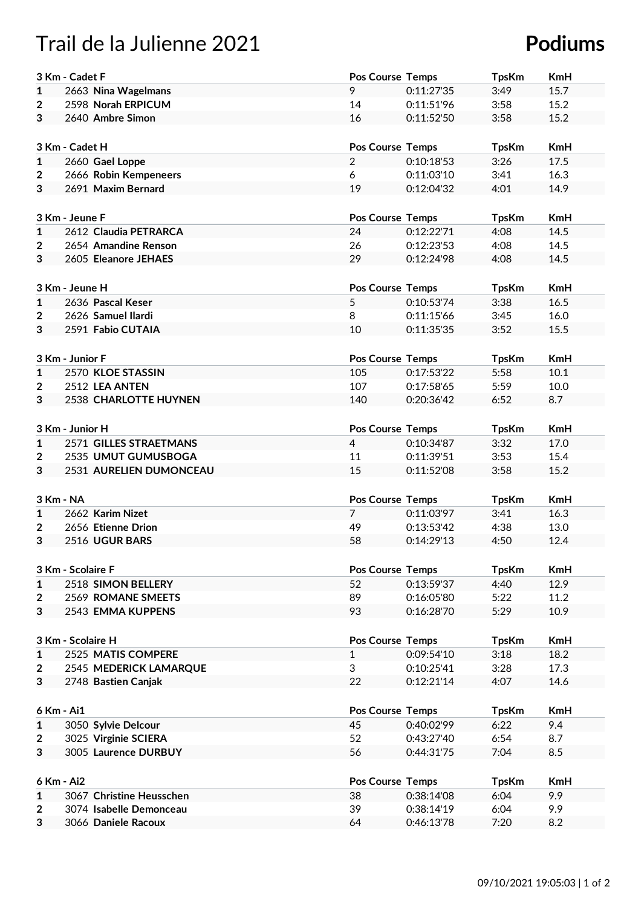# Trail de la Julienne 2021

## Podiums

| 3 Km - Cadet F | | | Pos Course | Temps | TpsKm | KmH |
|---|---|---|---|---|---|---|
| 1 | 2663 | **Nina Wagelmans** | 9 | 0:11:27'35 | 3:49 | 15.7 |
| 2 | 2598 | **Norah ERPICUM** | 14 | 0:11:51'96 | 3:58 | 15.2 |
| 3 | 2640 | **Ambre Simon** | 16 | 0:11:52'50 | 3:58 | 15.2 |

| 3 Km - Cadet H | | | Pos Course | Temps | TpsKm | KmH |
|---|---|---|---|---|---|---|
| 1 | 2660 | **Gael Loppe** | 2 | 0:10:18'53 | 3:26 | 17.5 |
| 2 | 2666 | **Robin Kempeneers** | 6 | 0:11:03'10 | 3:41 | 16.3 |
| 3 | 2691 | **Maxim Bernard** | 19 | 0:12:04'32 | 4:01 | 14.9 |

| 3 Km - Jeune F | | | Pos Course | Temps | TpsKm | KmH |
|---|---|---|---|---|---|---|
| 1 | 2612 | **Claudia PETRARCA** | 24 | 0:12:22'71 | 4:08 | 14.5 |
| 2 | 2654 | **Amandine Renson** | 26 | 0:12:23'53 | 4:08 | 14.5 |
| 3 | 2605 | **Eleanore JEHAES** | 29 | 0:12:24'98 | 4:08 | 14.5 |

| 3 Km - Jeune H | | | Pos Course | Temps | TpsKm | KmH |
|---|---|---|---|---|---|---|
| 1 | 2636 | **Pascal Keser** | 5 | 0:10:53'74 | 3:38 | 16.5 |
| 2 | 2626 | **Samuel Ilardi** | 8 | 0:11:15'66 | 3:45 | 16.0 |
| 3 | 2591 | **Fabio CUTAIA** | 10 | 0:11:35'35 | 3:52 | 15.5 |

| 3 Km - Junior F | | | Pos Course | Temps | TpsKm | KmH |
|---|---|---|---|---|---|---|
| 1 | 2570 | **KLOE STASSIN** | 105 | 0:17:53'22 | 5:58 | 10.1 |
| 2 | 2512 | **LEA ANTEN** | 107 | 0:17:58'65 | 5:59 | 10.0 |
| 3 | 2538 | **CHARLOTTE HUYNEN** | 140 | 0:20:36'42 | 6:52 | 8.7 |

| 3 Km - Junior H | | | Pos Course | Temps | TpsKm | KmH |
|---|---|---|---|---|---|---|
| 1 | 2571 | **GILLES STRAETMANS** | 4 | 0:10:34'87 | 3:32 | 17.0 |
| 2 | 2535 | **UMUT GUMUSBOGA** | 11 | 0:11:39'51 | 3:53 | 15.4 |
| 3 | 2531 | **AURELIEN DUMONCEAU** | 15 | 0:11:52'08 | 3:58 | 15.2 |

| 3 Km - NA | | | Pos Course | Temps | TpsKm | KmH |
|---|---|---|---|---|---|---|
| 1 | 2662 | **Karim Nizet** | 7 | 0:11:03'97 | 3:41 | 16.3 |
| 2 | 2656 | **Etienne Drion** | 49 | 0:13:53'42 | 4:38 | 13.0 |
| 3 | 2516 | **UGUR BARS** | 58 | 0:14:29'13 | 4:50 | 12.4 |

| 3 Km - Scolaire F | | | Pos Course | Temps | TpsKm | KmH |
|---|---|---|---|---|---|---|
| 1 | 2518 | **SIMON BELLERY** | 52 | 0:13:59'37 | 4:40 | 12.9 |
| 2 | 2569 | **ROMANE SMEETS** | 89 | 0:16:05'80 | 5:22 | 11.2 |
| 3 | 2543 | **EMMA KUPPENS** | 93 | 0:16:28'70 | 5:29 | 10.9 |

| 3 Km - Scolaire H | | | Pos Course | Temps | TpsKm | KmH |
|---|---|---|---|---|---|---|
| 1 | 2525 | **MATIS COMPERE** | 1 | 0:09:54'10 | 3:18 | 18.2 |
| 2 | 2545 | **MEDERICK LAMARQUE** | 3 | 0:10:25'41 | 3:28 | 17.3 |
| 3 | 2748 | **Bastien Canjak** | 22 | 0:12:21'14 | 4:07 | 14.6 |

| 6 Km - Ai1 | | | Pos Course | Temps | TpsKm | KmH |
|---|---|---|---|---|---|---|
| 1 | 3050 | **Sylvie Delcour** | 45 | 0:40:02'99 | 6:22 | 9.4 |
| 2 | 3025 | **Virginie SCIERA** | 52 | 0:43:27'40 | 6:54 | 8.7 |
| 3 | 3005 | **Laurence DURBUY** | 56 | 0:44:31'75 | 7:04 | 8.5 |

| 6 Km - Ai2 | | | Pos Course | Temps | TpsKm | KmH |
|---|---|---|---|---|---|---|
| 1 | 3067 | **Christine Heusschen** | 38 | 0:38:14'08 | 6:04 | 9.9 |
| 2 | 3074 | **Isabelle Demonceau** | 39 | 0:38:14'19 | 6:04 | 9.9 |
| 3 | 3066 | **Daniele Racoux** | 64 | 0:46:13'78 | 7:20 | 8.2 |

09/10/2021 19:05:03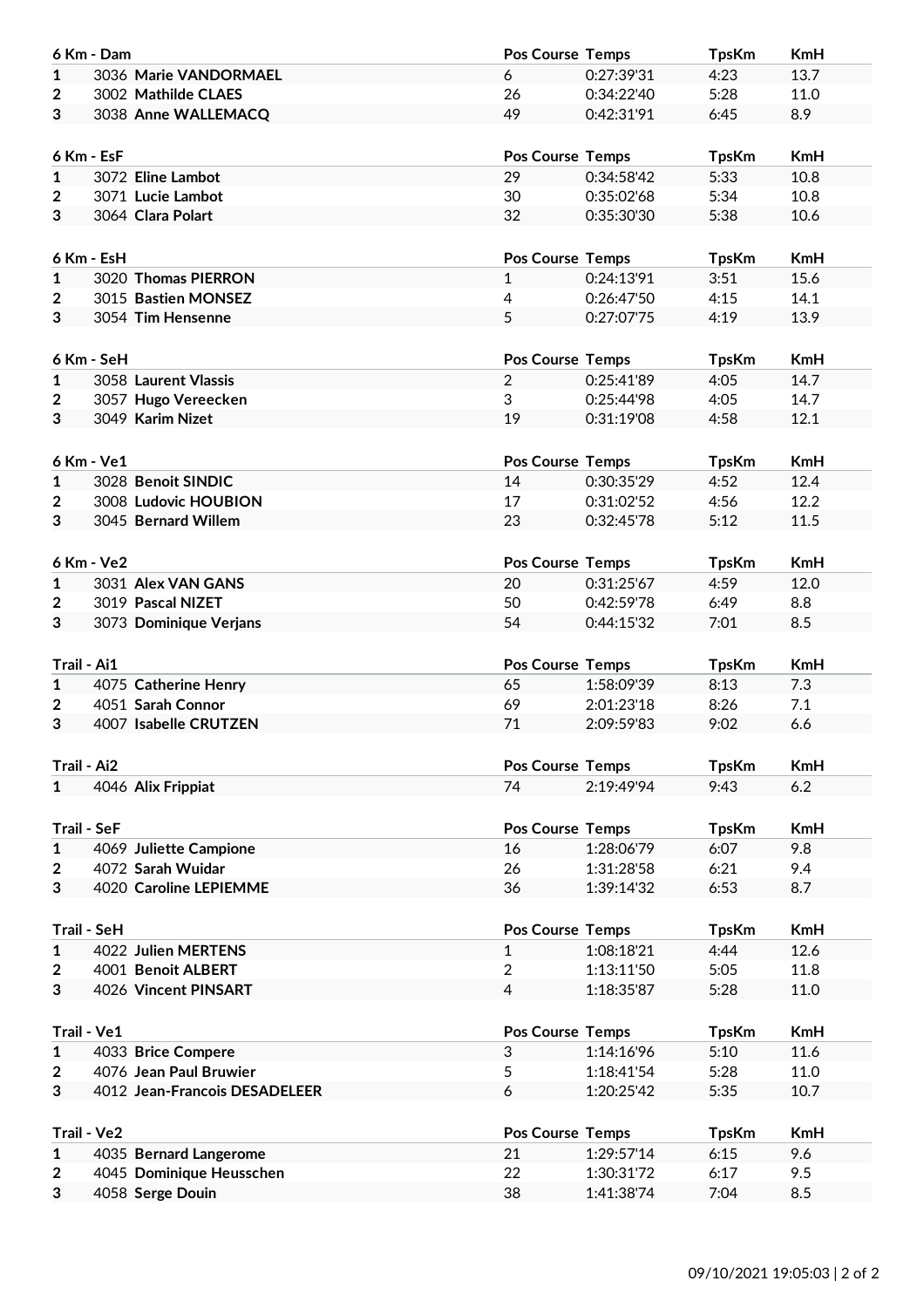| 6 Km - Dam | | | Pos Course | Temps | TpsKm | KmH |
|---|---|---|---|---|---|---|
| 1 | 3036 | **Marie VANDORMAEL** | 6 | 0:27:39'31 | 4:23 | 13.7 |
| 2 | 3002 | **Mathilde CLAES** | 26 | 0:34:22'40 | 5:28 | 11.0 |
| 3 | 3038 | **Anne WALLEMACQ** | 49 | 0:42:31'91 | 6:45 | 8.9 |

| 6 Km - EsF | | | Pos Course | Temps | TpsKm | KmH |
|---|---|---|---|---|---|---|
| 1 | 3072 | **Eline Lambot** | 29 | 0:34:58'42 | 5:33 | 10.8 |
| 2 | 3071 | **Lucie Lambot** | 30 | 0:35:02'68 | 5:34 | 10.8 |
| 3 | 3064 | **Clara Polart** | 32 | 0:35:30'30 | 5:38 | 10.6 |

| 6 Km - EsH | | | Pos Course | Temps | TpsKm | KmH |
|---|---|---|---|---|---|---|
| 1 | 3020 | **Thomas PIERRON** | 1 | 0:24:13'91 | 3:51 | 15.6 |
| 2 | 3015 | **Bastien MONSEZ** | 4 | 0:26:47'50 | 4:15 | 14.1 |
| 3 | 3054 | **Tim Hensenne** | 5 | 0:27:07'75 | 4:19 | 13.9 |

| 6 Km - SeH | | | Pos Course | Temps | TpsKm | KmH |
|---|---|---|---|---|---|---|
| 1 | 3058 | **Laurent Vlassis** | 2 | 0:25:41'89 | 4:05 | 14.7 |
| 2 | 3057 | **Hugo Vereecken** | 3 | 0:25:44'98 | 4:05 | 14.7 |
| 3 | 3049 | **Karim Nizet** | 19 | 0:31:19'08 | 4:58 | 12.1 |

| 6 Km - Ve1 | | | Pos Course | Temps | TpsKm | KmH |
|---|---|---|---|---|---|---|
| 1 | 3028 | **Benoit SINDIC** | 14 | 0:30:35'29 | 4:52 | 12.4 |
| 2 | 3008 | **Ludovic HOUBION** | 17 | 0:31:02'52 | 4:56 | 12.2 |
| 3 | 3045 | **Bernard Willem** | 23 | 0:32:45'78 | 5:12 | 11.5 |

| 6 Km - Ve2 | | | Pos Course | Temps | TpsKm | KmH |
|---|---|---|---|---|---|---|
| 1 | 3031 | **Alex VAN GANS** | 20 | 0:31:25'67 | 4:59 | 12.0 |
| 2 | 3019 | **Pascal NIZET** | 50 | 0:42:59'78 | 6:49 | 8.8 |
| 3 | 3073 | **Dominique Verjans** | 54 | 0:44:15'32 | 7:01 | 8.5 |

| Trail - Ai1 | | | Pos Course | Temps | TpsKm | KmH |
|---|---|---|---|---|---|---|
| 1 | 4075 | **Catherine Henry** | 65 | 1:58:09'39 | 8:13 | 7.3 |
| 2 | 4051 | **Sarah Connor** | 69 | 2:01:23'18 | 8:26 | 7.1 |
| 3 | 4007 | **Isabelle CRUTZEN** | 71 | 2:09:59'83 | 9:02 | 6.6 |

| Trail - Ai2 | | | Pos Course | Temps | TpsKm | KmH |
|---|---|---|---|---|---|---|
| 1 | 4046 | **Alix Frippiat** | 74 | 2:19:49'94 | 9:43 | 6.2 |

| Trail - SeF | | | Pos Course | Temps | TpsKm | KmH |
|---|---|---|---|---|---|---|
| 1 | 4069 | **Juliette Campione** | 16 | 1:28:06'79 | 6:07 | 9.8 |
| 2 | 4072 | **Sarah Wuidar** | 26 | 1:31:28'58 | 6:21 | 9.4 |
| 3 | 4020 | **Caroline LEPIEMME** | 36 | 1:39:14'32 | 6:53 | 8.7 |

| Trail - SeH | | | Pos Course | Temps | TpsKm | KmH |
|---|---|---|---|---|---|---|
| 1 | 4022 | **Julien MERTENS** | 1 | 1:08:18'21 | 4:44 | 12.6 |
| 2 | 4001 | **Benoit ALBERT** | 2 | 1:13:11'50 | 5:05 | 11.8 |
| 3 | 4026 | **Vincent PINSART** | 4 | 1:18:35'87 | 5:28 | 11.0 |

| Trail - Ve1 | | | Pos Course | Temps | TpsKm | KmH |
|---|---|---|---|---|---|---|
| 1 | 4033 | **Brice Compere** | 3 | 1:14:16'96 | 5:10 | 11.6 |
| 2 | 4076 | **Jean Paul Bruwier** | 5 | 1:18:41'54 | 5:28 | 11.0 |
| 3 | 4012 | **Jean-Francois DESADELEER** | 6 | 1:20:25'42 | 5:35 | 10.7 |

| Trail - Ve2 | | | Pos Course | Temps | TpsKm | KmH |
|---|---|---|---|---|---|---|
| 1 | 4035 | **Bernard Langerome** | 21 | 1:29:57'14 | 6:15 | 9.6 |
| 2 | 4045 | **Dominique Heusschen** | 22 | 1:30:31'72 | 6:17 | 9.5 |
| 3 | 4058 | **Serge Douin** | 38 | 1:41:38'74 | 7:04 | 8.5 |

09/10/2021 19:05:03